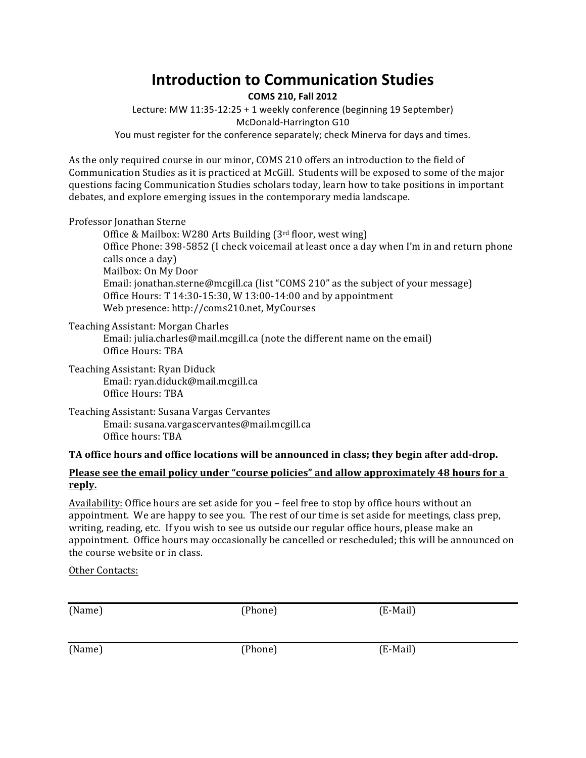# Introduction to Communication Studies

**COMS 210, Fall 2012**

Lecture: MW 11:35-12:25 + 1 weekly conference (beginning 19 September)
McDonald-Harrington G10
You must register for the conference separately; check Minerva for days and times.

As the only required course in our minor, COMS 210 offers an introduction to the field of Communication Studies as it is practiced at McGill. Students will be exposed to some of the major questions facing Communication Studies scholars today, learn how to take positions in important debates, and explore emerging issues in the contemporary media landscape.

Professor Jonathan Sterne

> Office & Mailbox: W280 Arts Building (3rd floor, west wing)
> Office Phone: 398-5852 (I check voicemail at least once a day when I'm in and return phone calls once a day)
> Mailbox: On My Door
> Email: jonathan.sterne@mcgill.ca (list "COMS 210" as the subject of your message)
> Office Hours: T 14:30-15:30, W 13:00-14:00 and by appointment
> Web presence: http://coms210.net, MyCourses

Teaching Assistant: Morgan Charles

> Email: julia.charles@mail.mcgill.ca (note the different name on the email)
> Office Hours: TBA

Teaching Assistant: Ryan Diduck

> Email: ryan.diduck@mail.mcgill.ca
> Office Hours: TBA

Teaching Assistant: Susana Vargas Cervantes

> Email: susana.vargascervantes@mail.mcgill.ca
> Office hours: TBA

**TA office hours and office locations will be announced in class; they begin after add-drop.**

<u>**Please see the email policy under "course policies" and allow approximately 48 hours for a reply.**</u>

<u>Availability:</u> Office hours are set aside for you – feel free to stop by office hours without an appointment. We are happy to see you. The rest of our time is set aside for meetings, class prep, writing, reading, etc. If you wish to see us outside our regular office hours, please make an appointment. Office hours may occasionally be cancelled or rescheduled; this will be announced on the course website or in class.

<u>Other Contacts:</u>

| (Name) | (Phone) | (E-Mail) |
|---|---|---|
| (Name) | (Phone) | (E-Mail) |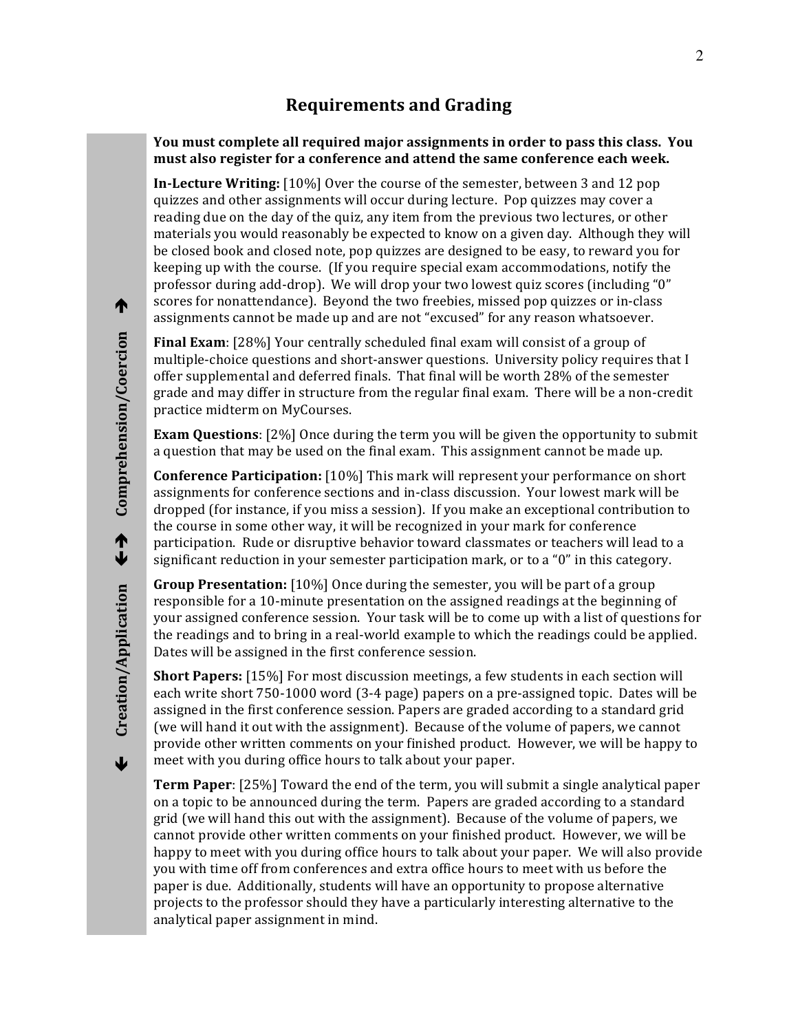## Requirements and Grading

**You must complete all required major assignments in order to pass this class. You must also register for a conference and attend the same conference each week.**

**In-Lecture Writing:** [10%] Over the course of the semester, between 3 and 12 pop quizzes and other assignments will occur during lecture. Pop quizzes may cover a reading due on the day of the quiz, any item from the previous two lectures, or other materials you would reasonably be expected to know on a given day. Although they will be closed book and closed note, pop quizzes are designed to be easy, to reward you for keeping up with the course. (If you require special exam accommodations, notify the professor during add-drop). We will drop your two lowest quiz scores (including "0" scores for nonattendance). Beyond the two freebies, missed pop quizzes or in-class assignments cannot be made up and are not "excused" for any reason whatsoever.

**Final Exam**: [28%] Your centrally scheduled final exam will consist of a group of multiple-choice questions and short-answer questions. University policy requires that I offer supplemental and deferred finals. That final will be worth 28% of the semester grade and may differ in structure from the regular final exam. There will be a non-credit practice midterm on MyCourses.

**Exam Questions**: [2%] Once during the term you will be given the opportunity to submit a question that may be used on the final exam. This assignment cannot be made up.

**Conference Participation:** [10%] This mark will represent your performance on short assignments for conference sections and in-class discussion. Your lowest mark will be dropped (for instance, if you miss a session). If you make an exceptional contribution to the course in some other way, it will be recognized in your mark for conference participation. Rude or disruptive behavior toward classmates or teachers will lead to a significant reduction in your semester participation mark, or to a "0" in this category.

**Group Presentation:** [10%] Once during the semester, you will be part of a group responsible for a 10-minute presentation on the assigned readings at the beginning of your assigned conference session. Your task will be to come up with a list of questions for the readings and to bring in a real-world example to which the readings could be applied. Dates will be assigned in the first conference session.

**Short Papers:** [15%] For most discussion meetings, a few students in each section will each write short 750-1000 word (3-4 page) papers on a pre-assigned topic. Dates will be assigned in the first conference session. Papers are graded according to a standard grid (we will hand it out with the assignment). Because of the volume of papers, we cannot provide other written comments on your finished product. However, we will be happy to meet with you during office hours to talk about your paper.

**Term Paper**: [25%] Toward the end of the term, you will submit a single analytical paper on a topic to be announced during the term. Papers are graded according to a standard grid (we will hand this out with the assignment). Because of the volume of papers, we cannot provide other written comments on your finished product. However, we will be happy to meet with you during office hours to talk about your paper. We will also provide you with time off from conferences and extra office hours to meet with us before the paper is due. Additionally, students will have an opportunity to propose alternative projects to the professor should they have a particularly interesting alternative to the analytical paper assignment in mind.

↓ Creation/Application ↓↑ Comprehension/Coercion ↑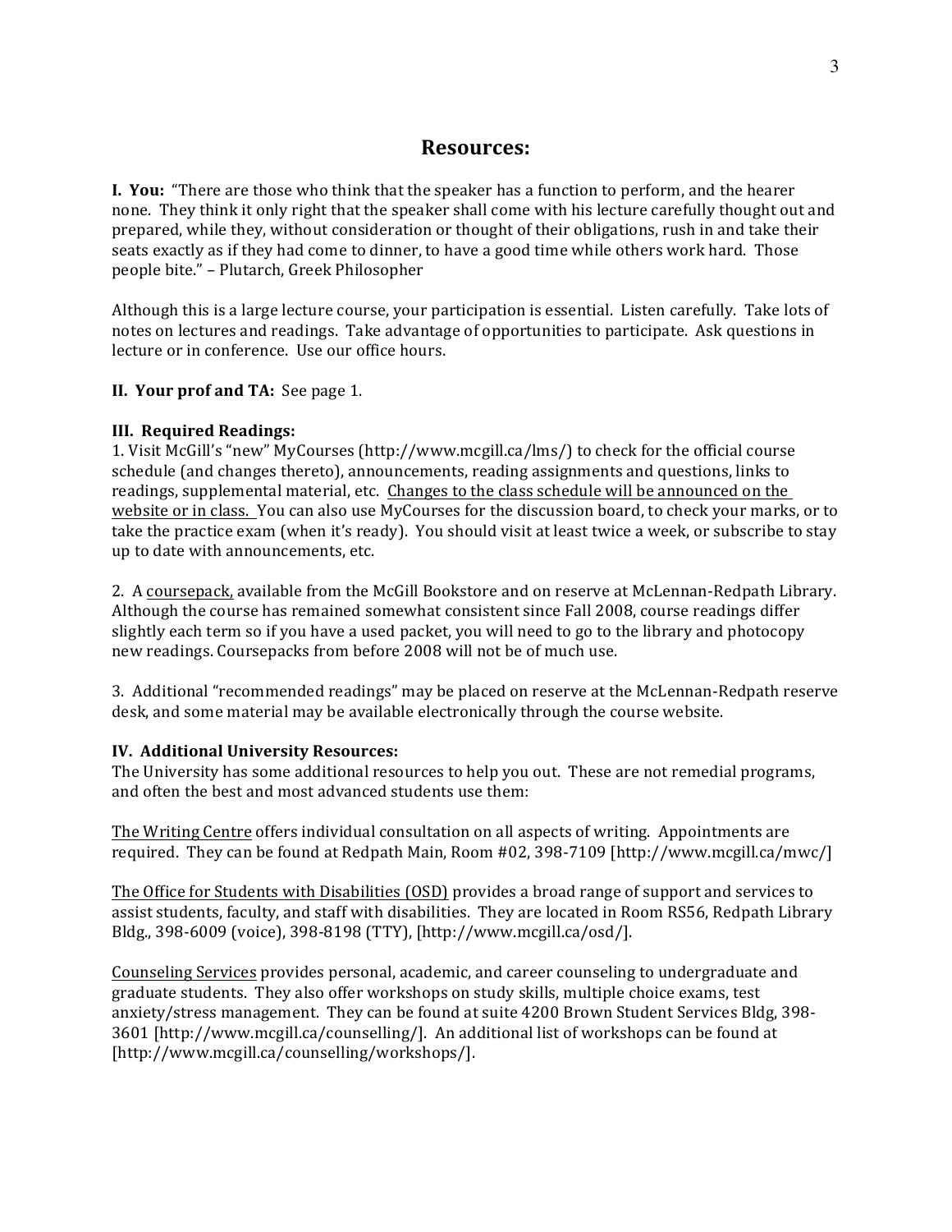## Resources:

**I. You:** "There are those who think that the speaker has a function to perform, and the hearer none. They think it only right that the speaker shall come with his lecture carefully thought out and prepared, while they, without consideration or thought of their obligations, rush in and take their seats exactly as if they had come to dinner, to have a good time while others work hard. Those people bite." – Plutarch, Greek Philosopher

Although this is a large lecture course, your participation is essential. Listen carefully. Take lots of notes on lectures and readings. Take advantage of opportunities to participate. Ask questions in lecture or in conference. Use our office hours.

**II. Your prof and TA:** See page 1.

**III. Required Readings:**

1. Visit McGill's "new" MyCourses (http://www.mcgill.ca/lms/) to check for the official course schedule (and changes thereto), announcements, reading assignments and questions, links to readings, supplemental material, etc. Changes to the class schedule will be announced on the website or in class. You can also use MyCourses for the discussion board, to check your marks, or to take the practice exam (when it's ready). You should visit at least twice a week, or subscribe to stay up to date with announcements, etc.

2. A coursepack, available from the McGill Bookstore and on reserve at McLennan-Redpath Library. Although the course has remained somewhat consistent since Fall 2008, course readings differ slightly each term so if you have a used packet, you will need to go to the library and photocopy new readings. Coursepacks from before 2008 will not be of much use.

3. Additional "recommended readings" may be placed on reserve at the McLennan-Redpath reserve desk, and some material may be available electronically through the course website.

**IV. Additional University Resources:**

The University has some additional resources to help you out. These are not remedial programs, and often the best and most advanced students use them:

The Writing Centre offers individual consultation on all aspects of writing. Appointments are required. They can be found at Redpath Main, Room #02, 398-7109 [http://www.mcgill.ca/mwc/]

The Office for Students with Disabilities (OSD) provides a broad range of support and services to assist students, faculty, and staff with disabilities. They are located in Room RS56, Redpath Library Bldg., 398-6009 (voice), 398-8198 (TTY), [http://www.mcgill.ca/osd/].

Counseling Services provides personal, academic, and career counseling to undergraduate and graduate students. They also offer workshops on study skills, multiple choice exams, test anxiety/stress management. They can be found at suite 4200 Brown Student Services Bldg, 398-3601 [http://www.mcgill.ca/counselling/]. An additional list of workshops can be found at [http://www.mcgill.ca/counselling/workshops/].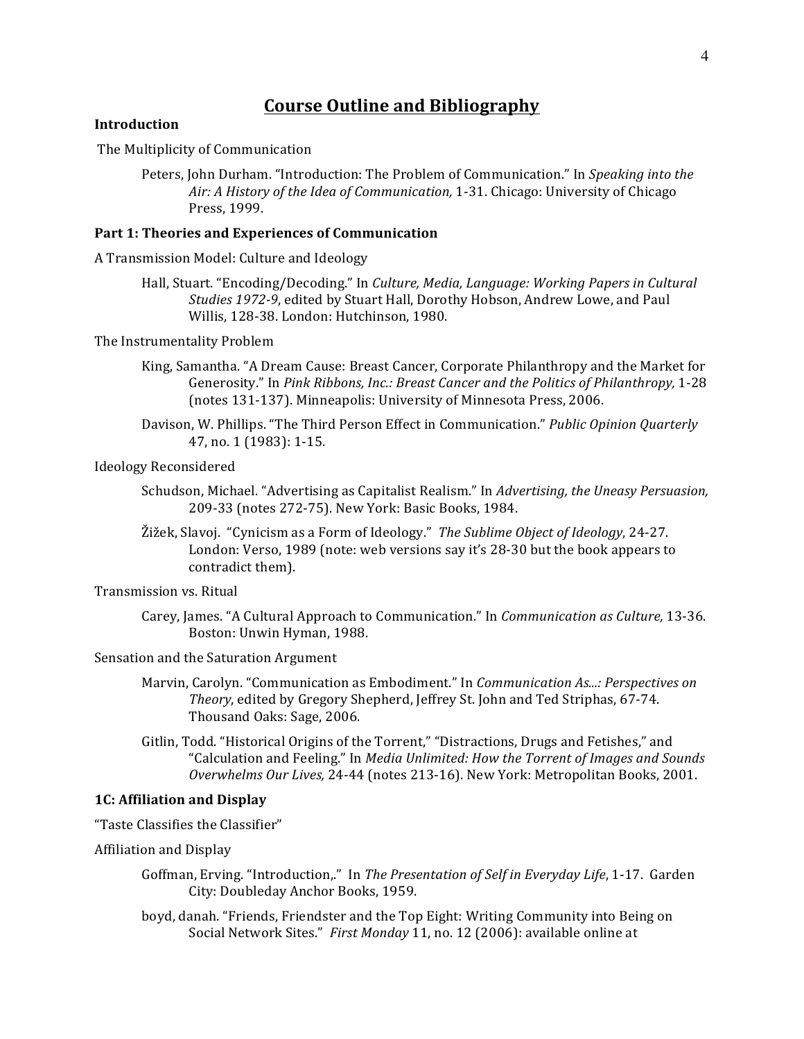## Course Outline and Bibliography

**Introduction**

The Multiplicity of Communication

> Peters, John Durham. "Introduction: The Problem of Communication." In *Speaking into the Air: A History of the Idea of Communication,* 1-31. Chicago: University of Chicago Press, 1999.

**Part 1: Theories and Experiences of Communication**

A Transmission Model: Culture and Ideology

> Hall, Stuart. "Encoding/Decoding." In *Culture, Media, Language: Working Papers in Cultural Studies 1972-9*, edited by Stuart Hall, Dorothy Hobson, Andrew Lowe, and Paul Willis, 128-38. London: Hutchinson, 1980.

The Instrumentality Problem

> King, Samantha. "A Dream Cause: Breast Cancer, Corporate Philanthropy and the Market for Generosity." In *Pink Ribbons, Inc.: Breast Cancer and the Politics of Philanthropy,* 1-28 (notes 131-137). Minneapolis: University of Minnesota Press, 2006.

> Davison, W. Phillips. "The Third Person Effect in Communication." *Public Opinion Quarterly* 47, no. 1 (1983): 1-15.

Ideology Reconsidered

> Schudson, Michael. "Advertising as Capitalist Realism." In *Advertising, the Uneasy Persuasion,* 209-33 (notes 272-75). New York: Basic Books, 1984.

> Žižek, Slavoj. "Cynicism as a Form of Ideology." *The Sublime Object of Ideology*, 24-27. London: Verso, 1989 (note: web versions say it's 28-30 but the book appears to contradict them).

Transmission vs. Ritual

> Carey, James. "A Cultural Approach to Communication." In *Communication as Culture,* 13-36. Boston: Unwin Hyman, 1988.

Sensation and the Saturation Argument

> Marvin, Carolyn. "Communication as Embodiment." In *Communication As...: Perspectives on Theory*, edited by Gregory Shepherd, Jeffrey St. John and Ted Striphas, 67-74. Thousand Oaks: Sage, 2006.

> Gitlin, Todd. "Historical Origins of the Torrent," "Distractions, Drugs and Fetishes," and "Calculation and Feeling." In *Media Unlimited: How the Torrent of Images and Sounds Overwhelms Our Lives,* 24-44 (notes 213-16). New York: Metropolitan Books, 2001.

**1C: Affiliation and Display**

"Taste Classifies the Classifier"

Affiliation and Display

> Goffman, Erving. "Introduction,." In *The Presentation of Self in Everyday Life*, 1-17. Garden City: Doubleday Anchor Books, 1959.

> boyd, danah. "Friends, Friendster and the Top Eight: Writing Community into Being on Social Network Sites." *First Monday* 11, no. 12 (2006): available online at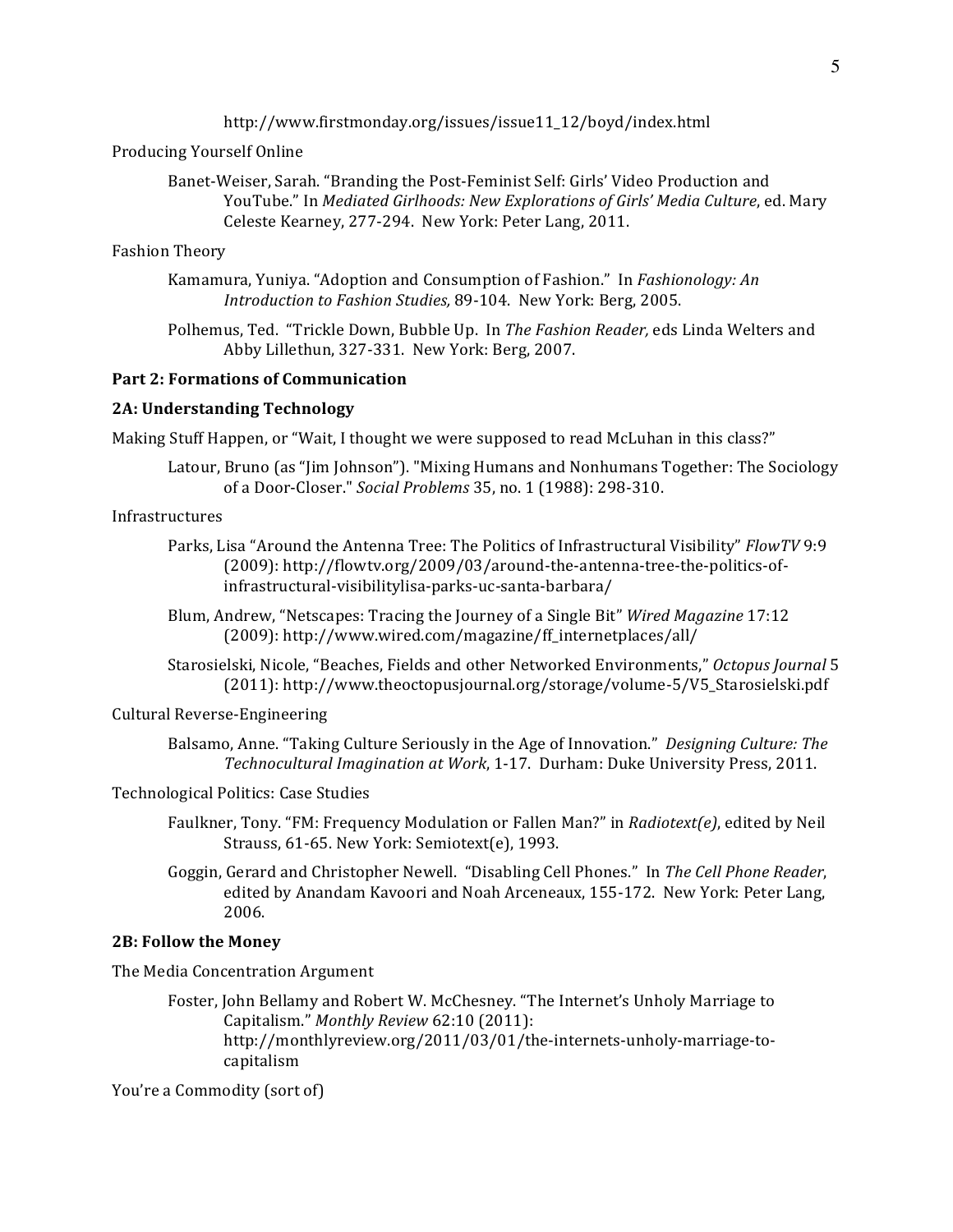http://www.firstmonday.org/issues/issue11_12/boyd/index.html

Producing Yourself Online

Banet-Weiser, Sarah. "Branding the Post-Feminist Self: Girls' Video Production and YouTube." In *Mediated Girlhoods: New Explorations of Girls' Media Culture*, ed. Mary Celeste Kearney, 277-294. New York: Peter Lang, 2011.

Fashion Theory

Kamamura, Yuniya. "Adoption and Consumption of Fashion." In *Fashionology: An Introduction to Fashion Studies,* 89-104. New York: Berg, 2005.

Polhemus, Ted. "Trickle Down, Bubble Up. In *The Fashion Reader,* eds Linda Welters and Abby Lillethun, 327-331. New York: Berg, 2007.

**Part 2: Formations of Communication**

**2A: Understanding Technology**

Making Stuff Happen, or "Wait, I thought we were supposed to read McLuhan in this class?"

Latour, Bruno (as "Jim Johnson"). "Mixing Humans and Nonhumans Together: The Sociology of a Door-Closer." *Social Problems* 35, no. 1 (1988): 298-310.

Infrastructures

Parks, Lisa "Around the Antenna Tree: The Politics of Infrastructural Visibility" *FlowTV* 9:9 (2009): http://flowtv.org/2009/03/around-the-antenna-tree-the-politics-of-infrastructural-visibilitylisa-parks-uc-santa-barbara/

Blum, Andrew, "Netscapes: Tracing the Journey of a Single Bit" *Wired Magazine* 17:12 (2009): http://www.wired.com/magazine/ff_internetplaces/all/

Starosielski, Nicole, "Beaches, Fields and other Networked Environments," *Octopus Journal* 5 (2011): http://www.theoctopusjournal.org/storage/volume-5/V5_Starosielski.pdf

Cultural Reverse-Engineering

Balsamo, Anne. "Taking Culture Seriously in the Age of Innovation." *Designing Culture: The Technocultural Imagination at Work*, 1-17. Durham: Duke University Press, 2011.

Technological Politics: Case Studies

Faulkner, Tony. "FM: Frequency Modulation or Fallen Man?" in *Radiotext(e)*, edited by Neil Strauss, 61-65. New York: Semiotext(e), 1993.

Goggin, Gerard and Christopher Newell. "Disabling Cell Phones." In *The Cell Phone Reader*, edited by Anandam Kavoori and Noah Arceneaux, 155-172. New York: Peter Lang, 2006.

**2B: Follow the Money**

The Media Concentration Argument

Foster, John Bellamy and Robert W. McChesney. "The Internet's Unholy Marriage to Capitalism." *Monthly Review* 62:10 (2011): http://monthlyreview.org/2011/03/01/the-internets-unholy-marriage-to-capitalism

You're a Commodity (sort of)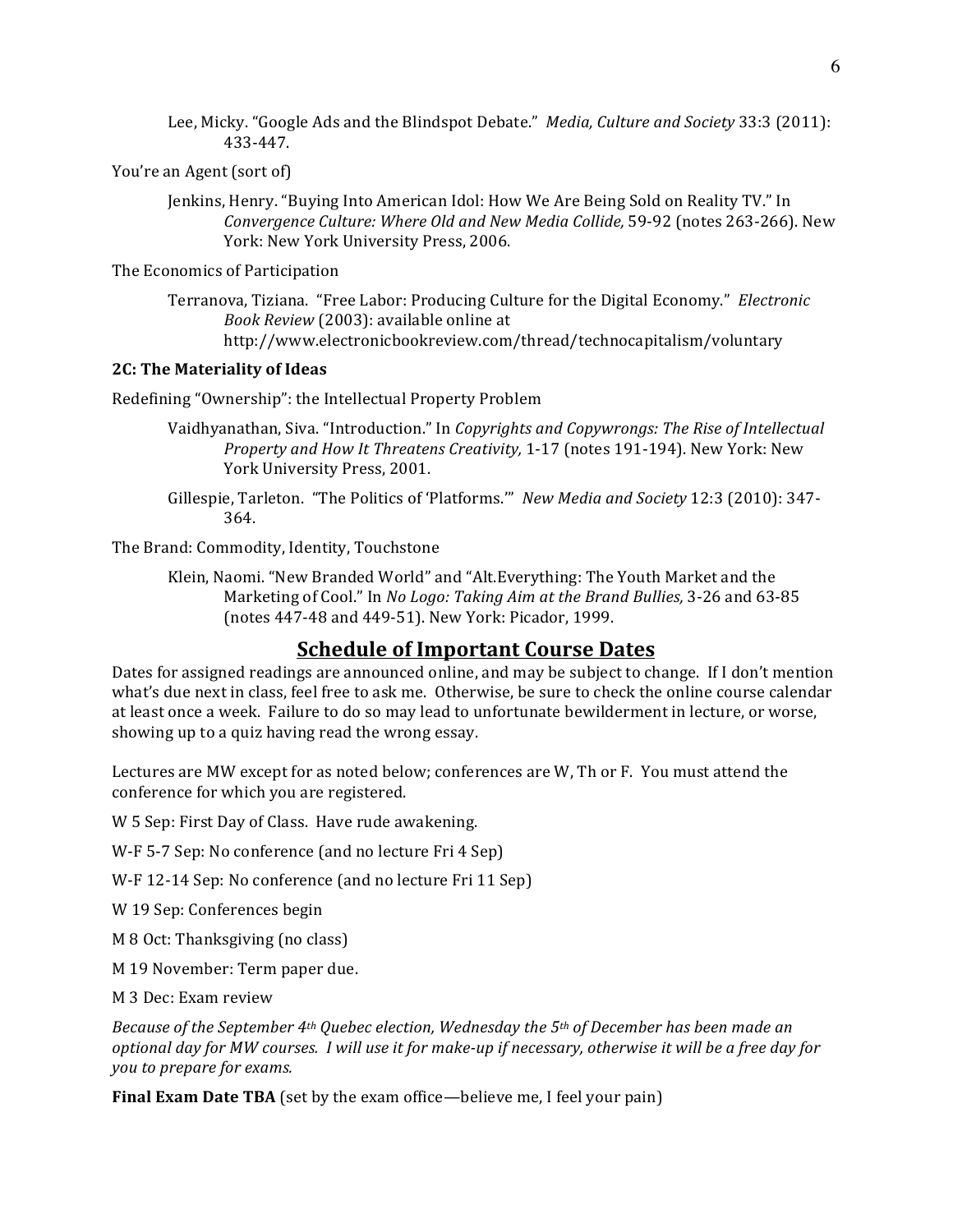Lee, Micky. "Google Ads and the Blindspot Debate." *Media, Culture and Society* 33:3 (2011): 433-447.

You're an Agent (sort of)

Jenkins, Henry. "Buying Into American Idol: How We Are Being Sold on Reality TV." In *Convergence Culture: Where Old and New Media Collide,* 59-92 (notes 263-266). New York: New York University Press, 2006.

The Economics of Participation

Terranova, Tiziana. "Free Labor: Producing Culture for the Digital Economy." *Electronic Book Review* (2003): available online at http://www.electronicbookreview.com/thread/technocapitalism/voluntary

**2C: The Materiality of Ideas**

Redefining "Ownership": the Intellectual Property Problem

Vaidhyanathan, Siva. "Introduction." In *Copyrights and Copywrongs: The Rise of Intellectual Property and How It Threatens Creativity,* 1-17 (notes 191-194). New York: New York University Press, 2001.

Gillespie, Tarleton. "The Politics of 'Platforms.'" *New Media and Society* 12:3 (2010): 347-364.

The Brand: Commodity, Identity, Touchstone

Klein, Naomi. "New Branded World" and "Alt.Everything: The Youth Market and the Marketing of Cool." In *No Logo: Taking Aim at the Brand Bullies,* 3-26 and 63-85 (notes 447-48 and 449-51). New York: Picador, 1999.

## Schedule of Important Course Dates

Dates for assigned readings are announced online, and may be subject to change. If I don't mention what's due next in class, feel free to ask me. Otherwise, be sure to check the online course calendar at least once a week. Failure to do so may lead to unfortunate bewilderment in lecture, or worse, showing up to a quiz having read the wrong essay.

Lectures are MW except for as noted below; conferences are W, Th or F. You must attend the conference for which you are registered.

W 5 Sep: First Day of Class. Have rude awakening.

W-F 5-7 Sep: No conference (and no lecture Fri 4 Sep)

W-F 12-14 Sep: No conference (and no lecture Fri 11 Sep)

W 19 Sep: Conferences begin

M 8 Oct: Thanksgiving (no class)

M 19 November: Term paper due.

M 3 Dec: Exam review

*Because of the September 4th Quebec election, Wednesday the 5th of December has been made an optional day for MW courses. I will use it for make-up if necessary, otherwise it will be a free day for you to prepare for exams.*

**Final Exam Date TBA** (set by the exam office—believe me, I feel your pain)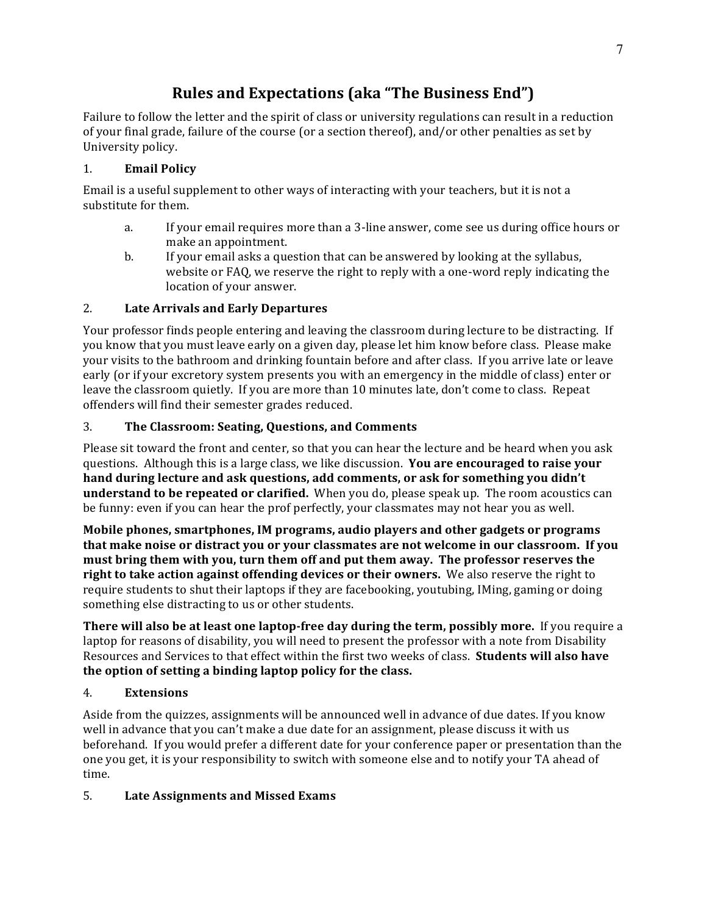# Rules and Expectations (aka "The Business End")

Failure to follow the letter and the spirit of class or university regulations can result in a reduction of your final grade, failure of the course (or a section thereof), and/or other penalties as set by University policy.

## 1. Email Policy

Email is a useful supplement to other ways of interacting with your teachers, but it is not a substitute for them.

a. If your email requires more than a 3-line answer, come see us during office hours or make an appointment.

b. If your email asks a question that can be answered by looking at the syllabus, website or FAQ, we reserve the right to reply with a one-word reply indicating the location of your answer.

## 2. Late Arrivals and Early Departures

Your professor finds people entering and leaving the classroom during lecture to be distracting. If you know that you must leave early on a given day, please let him know before class. Please make your visits to the bathroom and drinking fountain before and after class. If you arrive late or leave early (or if your excretory system presents you with an emergency in the middle of class) enter or leave the classroom quietly. If you are more than 10 minutes late, don't come to class. Repeat offenders will find their semester grades reduced.

## 3. The Classroom: Seating, Questions, and Comments

Please sit toward the front and center, so that you can hear the lecture and be heard when you ask questions. Although this is a large class, we like discussion. **You are encouraged to raise your hand during lecture and ask questions, add comments, or ask for something you didn't understand to be repeated or clarified.** When you do, please speak up. The room acoustics can be funny: even if you can hear the prof perfectly, your classmates may not hear you as well.

**Mobile phones, smartphones, IM programs, audio players and other gadgets or programs that make noise or distract you or your classmates are not welcome in our classroom. If you must bring them with you, turn them off and put them away. The professor reserves the right to take action against offending devices or their owners.** We also reserve the right to require students to shut their laptops if they are facebooking, youtubing, IMing, gaming or doing something else distracting to us or other students.

**There will also be at least one laptop-free day during the term, possibly more.** If you require a laptop for reasons of disability, you will need to present the professor with a note from Disability Resources and Services to that effect within the first two weeks of class. **Students will also have the option of setting a binding laptop policy for the class.**

## 4. Extensions

Aside from the quizzes, assignments will be announced well in advance of due dates. If you know well in advance that you can't make a due date for an assignment, please discuss it with us beforehand. If you would prefer a different date for your conference paper or presentation than the one you get, it is your responsibility to switch with someone else and to notify your TA ahead of time.

## 5. Late Assignments and Missed Exams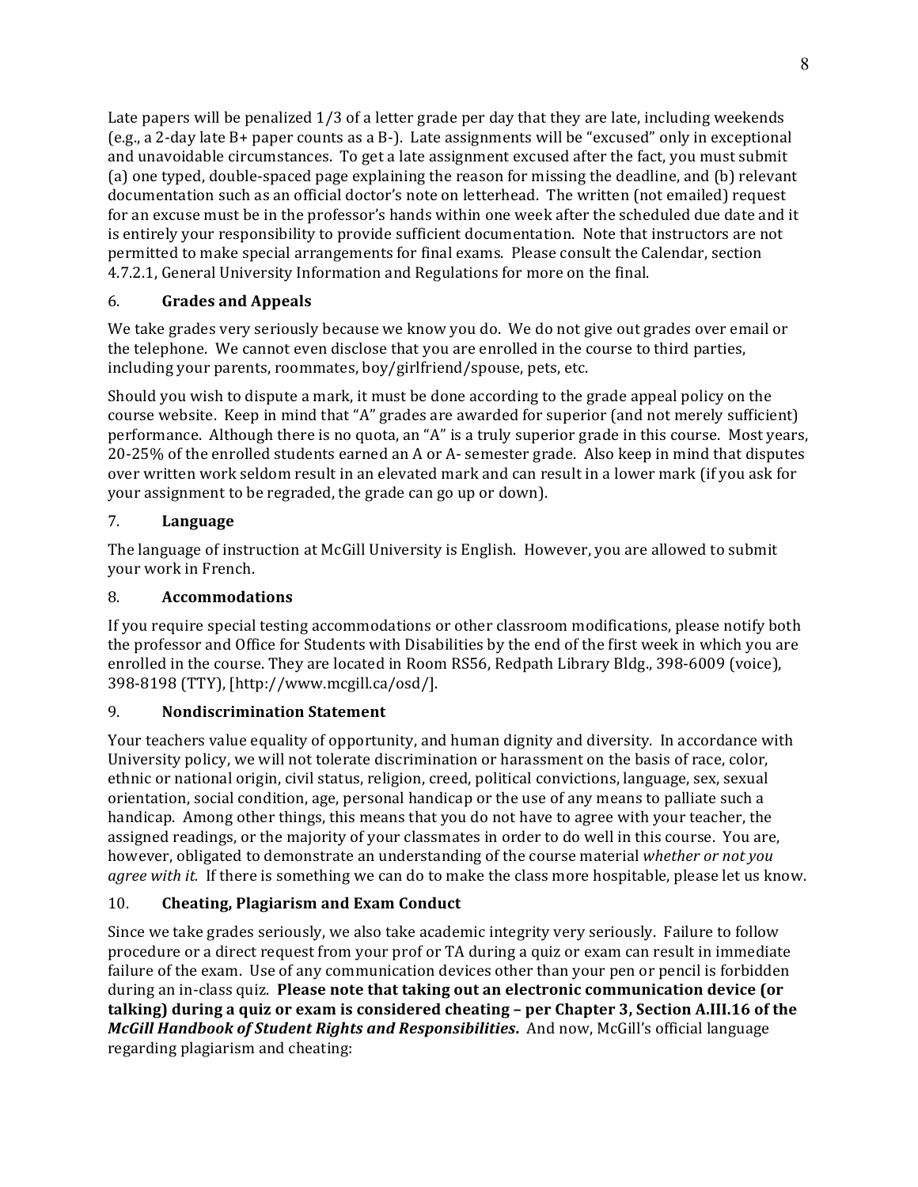Late papers will be penalized 1/3 of a letter grade per day that they are late, including weekends (e.g., a 2-day late B+ paper counts as a B-). Late assignments will be "excused" only in exceptional and unavoidable circumstances. To get a late assignment excused after the fact, you must submit (a) one typed, double-spaced page explaining the reason for missing the deadline, and (b) relevant documentation such as an official doctor's note on letterhead. The written (not emailed) request for an excuse must be in the professor's hands within one week after the scheduled due date and it is entirely your responsibility to provide sufficient documentation. Note that instructors are not permitted to make special arrangements for final exams. Please consult the Calendar, section 4.7.2.1, General University Information and Regulations for more on the final.

## 6. Grades and Appeals

We take grades very seriously because we know you do. We do not give out grades over email or the telephone. We cannot even disclose that you are enrolled in the course to third parties, including your parents, roommates, boy/girlfriend/spouse, pets, etc.

Should you wish to dispute a mark, it must be done according to the grade appeal policy on the course website. Keep in mind that "A" grades are awarded for superior (and not merely sufficient) performance. Although there is no quota, an "A" is a truly superior grade in this course. Most years, 20-25% of the enrolled students earned an A or A- semester grade. Also keep in mind that disputes over written work seldom result in an elevated mark and can result in a lower mark (if you ask for your assignment to be regraded, the grade can go up or down).

## 7. Language

The language of instruction at McGill University is English. However, you are allowed to submit your work in French.

## 8. Accommodations

If you require special testing accommodations or other classroom modifications, please notify both the professor and Office for Students with Disabilities by the end of the first week in which you are enrolled in the course. They are located in Room RS56, Redpath Library Bldg., 398-6009 (voice), 398-8198 (TTY), [http://www.mcgill.ca/osd/].

## 9. Nondiscrimination Statement

Your teachers value equality of opportunity, and human dignity and diversity. In accordance with University policy, we will not tolerate discrimination or harassment on the basis of race, color, ethnic or national origin, civil status, religion, creed, political convictions, language, sex, sexual orientation, social condition, age, personal handicap or the use of any means to palliate such a handicap. Among other things, this means that you do not have to agree with your teacher, the assigned readings, or the majority of your classmates in order to do well in this course. You are, however, obligated to demonstrate an understanding of the course material *whether or not you agree with it.* If there is something we can do to make the class more hospitable, please let us know.

## 10. Cheating, Plagiarism and Exam Conduct

Since we take grades seriously, we also take academic integrity very seriously. Failure to follow procedure or a direct request from your prof or TA during a quiz or exam can result in immediate failure of the exam. Use of any communication devices other than your pen or pencil is forbidden during an in-class quiz. **Please note that taking out an electronic communication device (or talking) during a quiz or exam is considered cheating – per Chapter 3, Section A.III.16 of the *McGill Handbook of Student Rights and Responsibilities*.** And now, McGill's official language regarding plagiarism and cheating: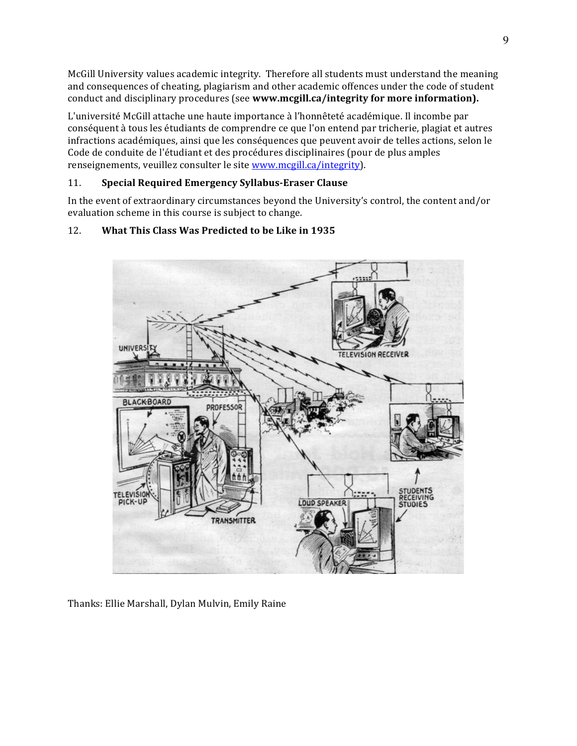McGill University values academic integrity. Therefore all students must understand the meaning and consequences of cheating, plagiarism and other academic offences under the code of student conduct and disciplinary procedures (see **www.mcgill.ca/integrity for more information).**

L'université McGill attache une haute importance à l'honnêteté académique. Il incombe par conséquent à tous les étudiants de comprendre ce que l'on entend par tricherie, plagiat et autres infractions académiques, ainsi que les conséquences que peuvent avoir de telles actions, selon le Code de conduite de l'étudiant et des procédures disciplinaires (pour de plus amples renseignements, veuillez consulter le site [www.mcgill.ca/integrity](http://www.mcgill.ca/integrity)).

## 11. Special Required Emergency Syllabus-Eraser Clause

In the event of extraordinary circumstances beyond the University's control, the content and/or evaluation scheme in this course is subject to change.

## 12. What This Class Was Predicted to be Like in 1935

UNIVERSITY
BLACKBOARD
PROFESSOR
TELEVISION PICK-UP
TRANSMITTER
TELEVISION RECEIVER
LOUD SPEAKER
STUDENTS RECEIVING STUDIES

Thanks: Ellie Marshall, Dylan Mulvin, Emily Raine